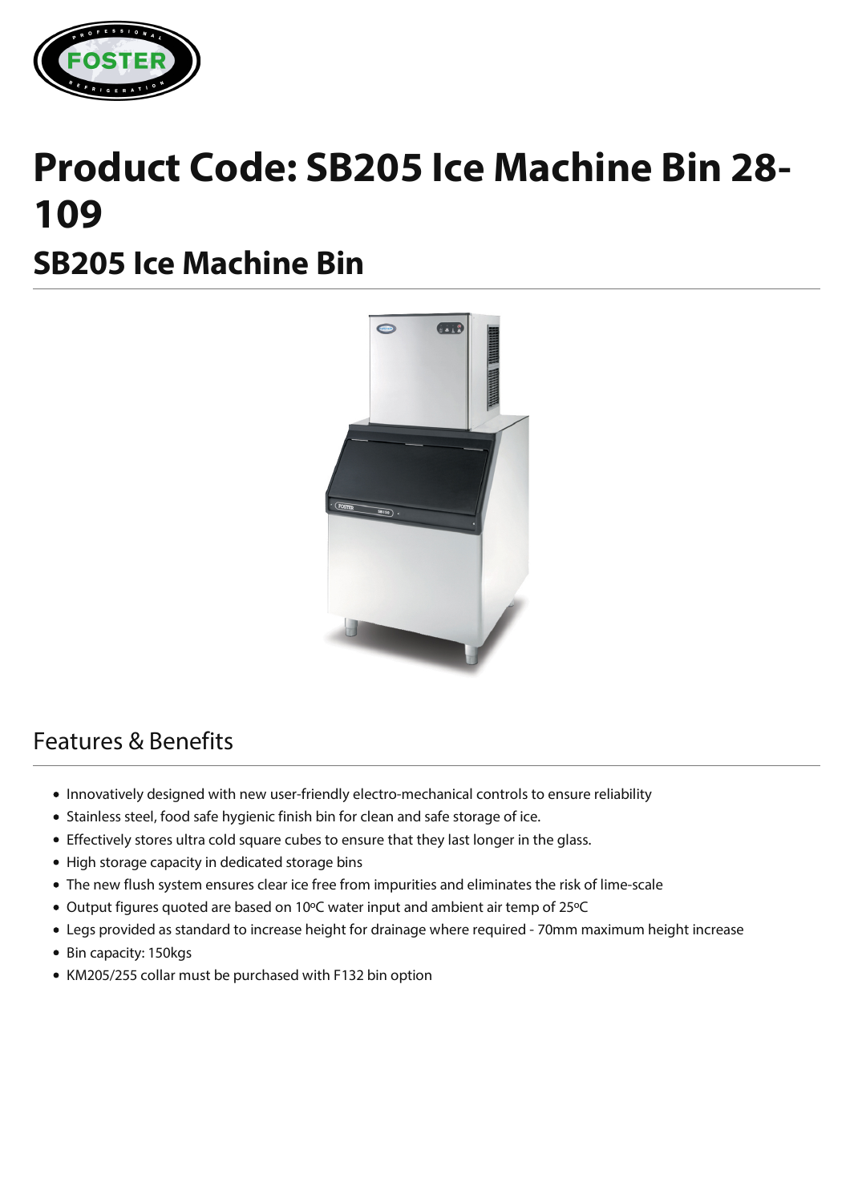# Product Code: SB205 Ice Machine Bin 28-109

## SB205 Ice Machine Bin

## Features & Benefits

- Innovatively designed with new user-friendly electro-mechanical controls to ensure reliability
- Stainless steel, food safe hygienic finish bin for clean and safe storage of ice.
- Effectively stores ultra cold square cubes to ensure that they last longer in the glass.
- High storage capacity in dedicated storage bins
- The new flush system ensures clear ice free from impurities and eliminates the risk of lime-scale
- Output figures quoted are based on 10ºC water input and ambient air temp of 25ºC
- Legs provided as standard to increase height for drainage where required - 70mm maximum height increase
- Bin capacity: 150kgs
- KM205/255 collar must be purchased with F132 bin option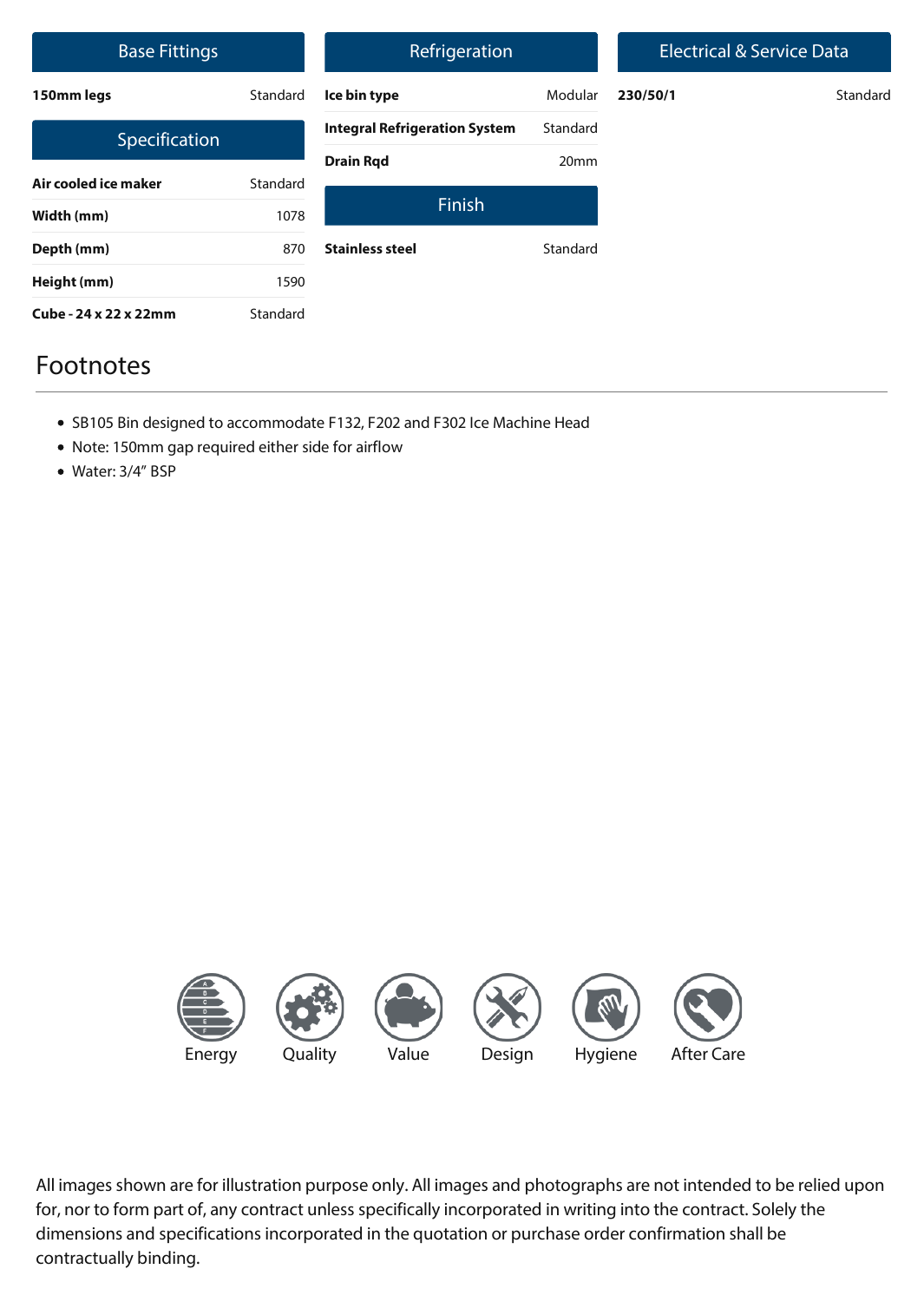## Base Fittings

| | |
|---|---|
| **150mm legs** | Standard |

## Specification

| | |
|---|---|
| **Air cooled ice maker** | Standard |
| **Width (mm)** | 1078 |
| **Depth (mm)** | 870 |
| **Height (mm)** | 1590 |
| **Cube - 24 x 22 x 22mm** | Standard |

## Refrigeration

| | |
|---|---|
| **Ice bin type** | Modular |
| **Integral Refrigeration System** | Standard |
| **Drain Rqd** | 20mm |

## Finish

| | |
|---|---|
| **Stainless steel** | Standard |

## Electrical & Service Data

| | |
|---|---|
| **230/50/1** | Standard |

# Footnotes

- SB105 Bin designed to accommodate F132, F202 and F302 Ice Machine Head
- Note: 150mm gap required either side for airflow
- Water: 3/4" BSP

Energy Quality Value Design Hygiene After Care

All images shown are for illustration purpose only. All images and photographs are not intended to be relied upon for, nor to form part of, any contract unless specifically incorporated in writing into the contract. Solely the dimensions and specifications incorporated in the quotation or purchase order confirmation shall be contractually binding.